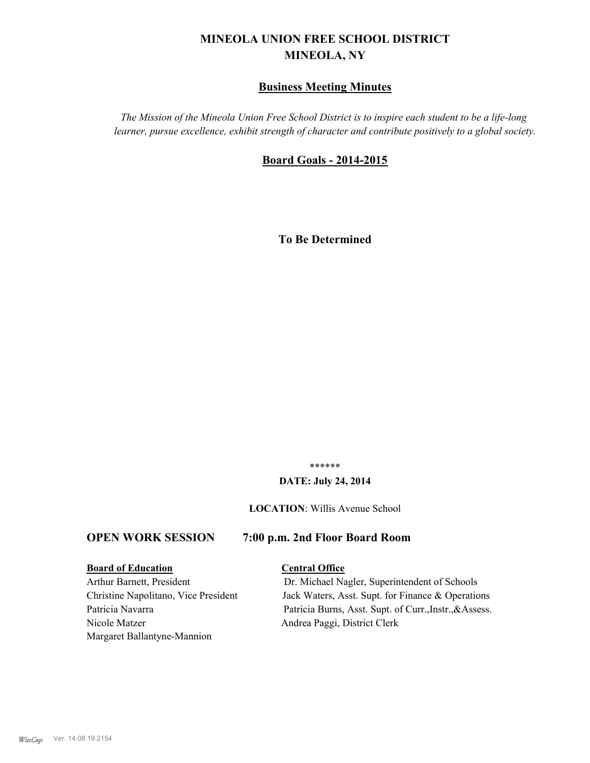# MINEOLA UNION FREE SCHOOL DISTRICT
# MINEOLA, NY

## Business Meeting Minutes

*The Mission of the Mineola Union Free School District is to inspire each student to be a life-long learner, pursue excellence, exhibit strength of character and contribute positively to a global society.*

## Board Goals - 2014-2015

**To Be Determined**

******

**DATE: July 24, 2014**

**LOCATION**: Willis Avenue School

### OPEN WORK SESSION 7:00 p.m. 2nd Floor Board Room

**Board of Education**

Arthur Barnett, President
Christine Napolitano, Vice President
Patricia Navarra
Nicole Matzer
Margaret Ballantyne-Mannion

**Central Office**

Dr. Michael Nagler, Superintendent of Schools
Jack Waters, Asst. Supt. for Finance & Operations
Patricia Burns, Asst. Supt. of Curr.,Instr.,&Assess.
Andrea Paggi, District Clerk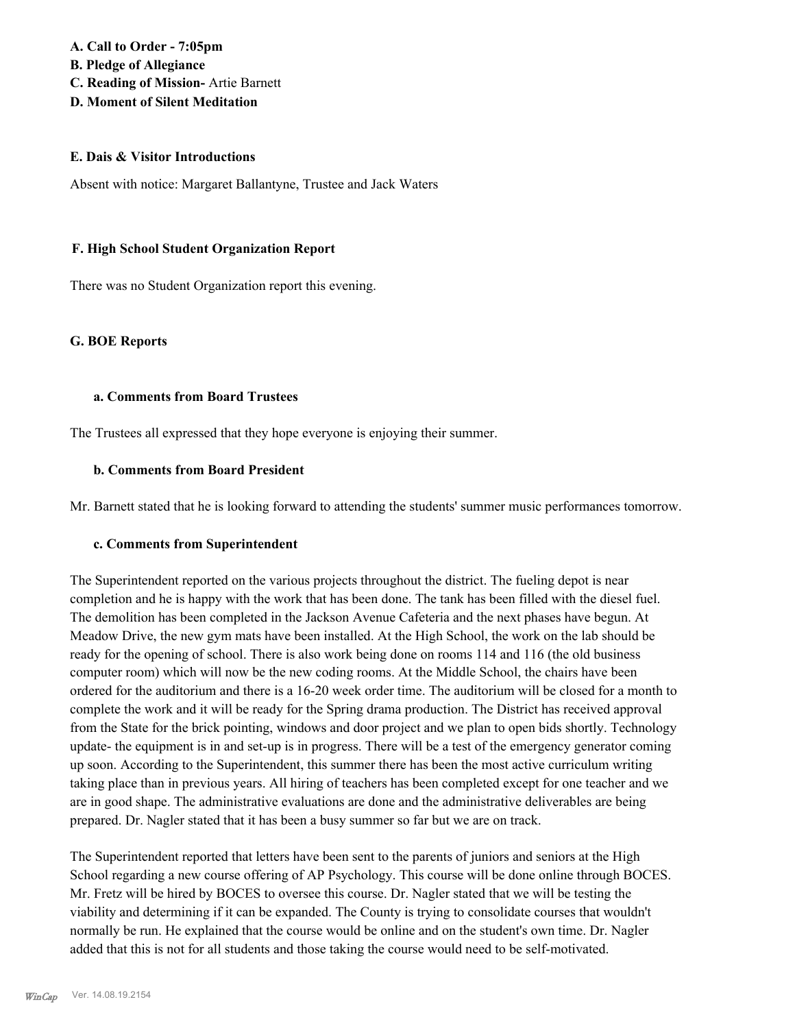**A. Call to Order - 7:05pm**
**B. Pledge of Allegiance**
**C. Reading of Mission-** Artie Barnett
**D. Moment of Silent Meditation**

### E. Dais & Visitor Introductions

Absent with notice: Margaret Ballantyne, Trustee and Jack Waters

### F. High School Student Organization Report

There was no Student Organization report this evening.

### G. BOE Reports

#### a. Comments from Board Trustees

The Trustees all expressed that they hope everyone is enjoying their summer.

#### b. Comments from Board President

Mr. Barnett stated that he is looking forward to attending the students' summer music performances tomorrow.

#### c. Comments from Superintendent

The Superintendent reported on the various projects throughout the district. The fueling depot is near completion and he is happy with the work that has been done. The tank has been filled with the diesel fuel. The demolition has been completed in the Jackson Avenue Cafeteria and the next phases have begun. At Meadow Drive, the new gym mats have been installed. At the High School, the work on the lab should be ready for the opening of school. There is also work being done on rooms 114 and 116 (the old business computer room) which will now be the new coding rooms. At the Middle School, the chairs have been ordered for the auditorium and there is a 16-20 week order time. The auditorium will be closed for a month to complete the work and it will be ready for the Spring drama production. The District has received approval from the State for the brick pointing, windows and door project and we plan to open bids shortly. Technology update- the equipment is in and set-up is in progress. There will be a test of the emergency generator coming up soon. According to the Superintendent, this summer there has been the most active curriculum writing taking place than in previous years. All hiring of teachers has been completed except for one teacher and we are in good shape. The administrative evaluations are done and the administrative deliverables are being prepared. Dr. Nagler stated that it has been a busy summer so far but we are on track.

The Superintendent reported that letters have been sent to the parents of juniors and seniors at the High School regarding a new course offering of AP Psychology. This course will be done online through BOCES. Mr. Fretz will be hired by BOCES to oversee this course. Dr. Nagler stated that we will be testing the viability and determining if it can be expanded. The County is trying to consolidate courses that wouldn't normally be run. He explained that the course would be online and on the student's own time. Dr. Nagler added that this is not for all students and those taking the course would need to be self-motivated.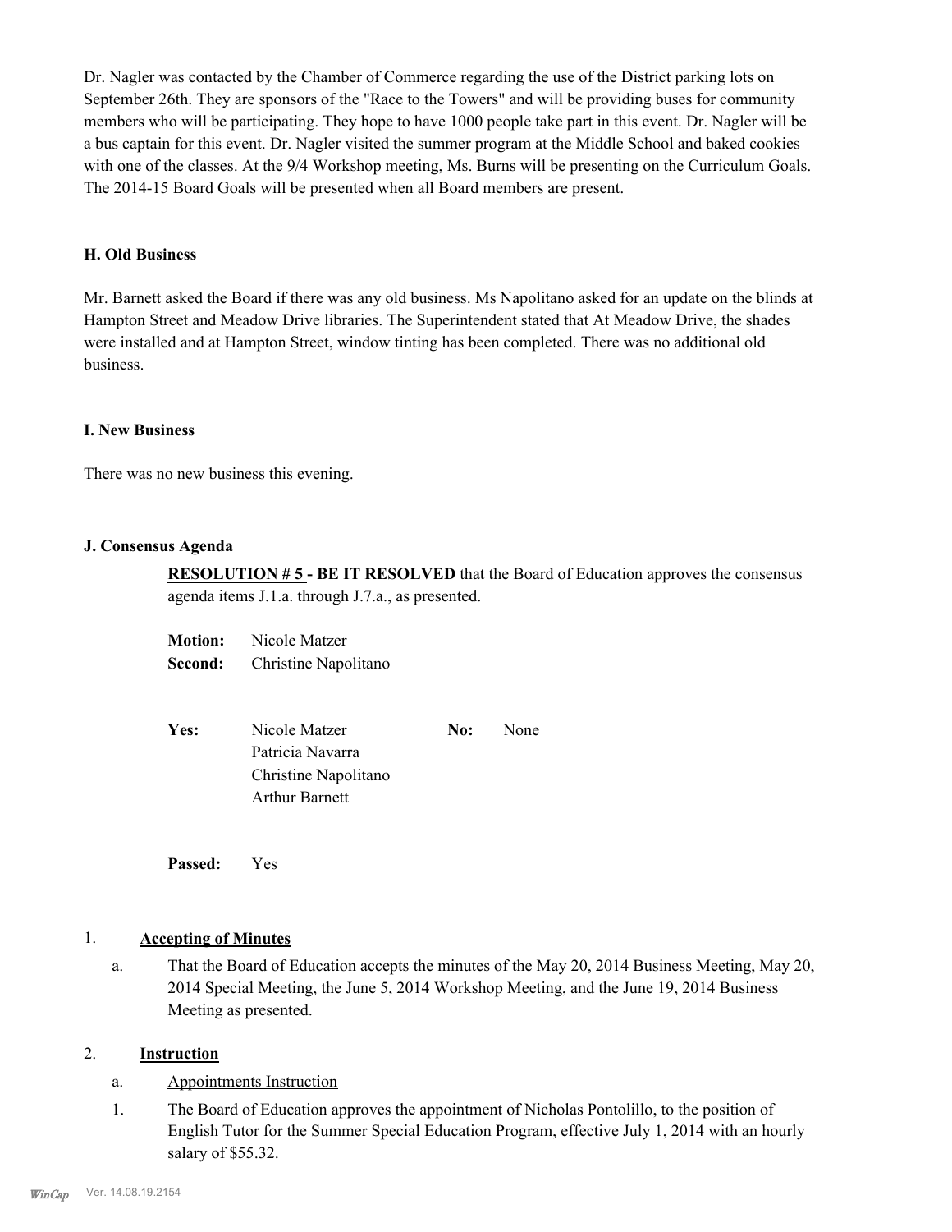Dr. Nagler was contacted by the Chamber of Commerce regarding the use of the District parking lots on September 26th. They are sponsors of the "Race to the Towers" and will be providing buses for community members who will be participating. They hope to have 1000 people take part in this event. Dr. Nagler will be a bus captain for this event. Dr. Nagler visited the summer program at the Middle School and baked cookies with one of the classes. At the 9/4 Workshop meeting, Ms. Burns will be presenting on the Curriculum Goals. The 2014-15 Board Goals will be presented when all Board members are present.

### H. Old Business

Mr. Barnett asked the Board if there was any old business. Ms Napolitano asked for an update on the blinds at Hampton Street and Meadow Drive libraries. The Superintendent stated that At Meadow Drive, the shades were installed and at Hampton Street, window tinting has been completed. There was no additional old business.

### I. New Business

There was no new business this evening.

### J. Consensus Agenda

**RESOLUTION # 5 - BE IT RESOLVED** that the Board of Education approves the consensus agenda items J.1.a. through J.7.a., as presented.

**Motion:** Nicole Matzer
**Second:** Christine Napolitano

**Yes:** Nicole Matzer, Patricia Navarra, Christine Napolitano, Arthur Barnett
**No:** None

**Passed:** Yes

1. **Accepting of Minutes**

   a. That the Board of Education accepts the minutes of the May 20, 2014 Business Meeting, May 20, 2014 Special Meeting, the June 5, 2014 Workshop Meeting, and the June 19, 2014 Business Meeting as presented.

2. **Instruction**

   a. Appointments Instruction

   1. The Board of Education approves the appointment of Nicholas Pontolillo, to the position of English Tutor for the Summer Special Education Program, effective July 1, 2014 with an hourly salary of $55.32.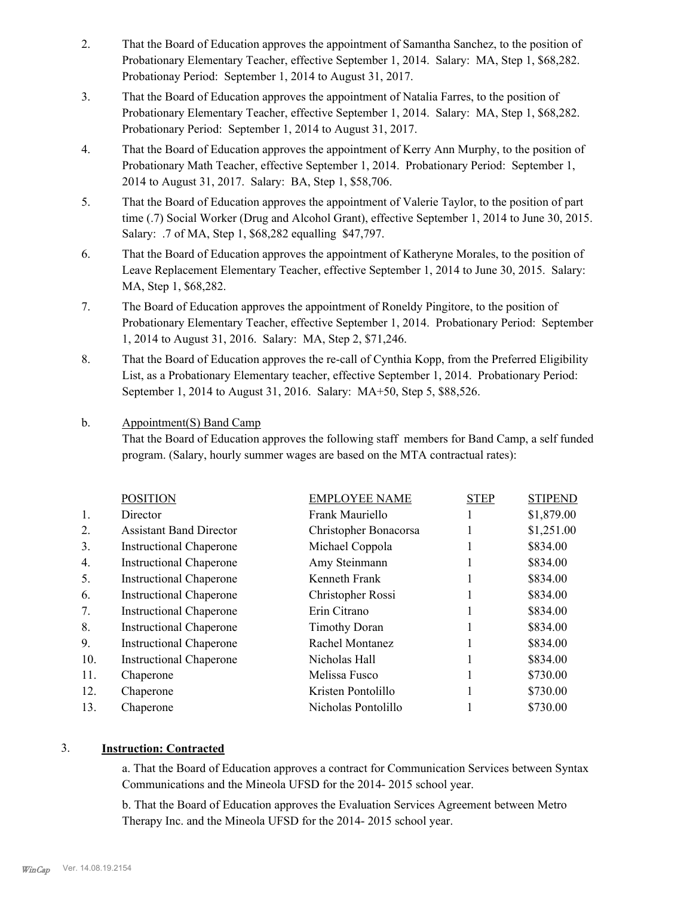2. That the Board of Education approves the appointment of Samantha Sanchez, to the position of Probationary Elementary Teacher, effective September 1, 2014. Salary: MA, Step 1, $68,282. Probationay Period: September 1, 2014 to August 31, 2017.

3. That the Board of Education approves the appointment of Natalia Farres, to the position of Probationary Elementary Teacher, effective September 1, 2014. Salary: MA, Step 1, $68,282. Probationary Period: September 1, 2014 to August 31, 2017.

4. That the Board of Education approves the appointment of Kerry Ann Murphy, to the position of Probationary Math Teacher, effective September 1, 2014. Probationary Period: September 1, 2014 to August 31, 2017. Salary: BA, Step 1, $58,706.

5. That the Board of Education approves the appointment of Valerie Taylor, to the position of part time (.7) Social Worker (Drug and Alcohol Grant), effective September 1, 2014 to June 30, 2015. Salary: .7 of MA, Step 1, $68,282 equalling $47,797.

6. That the Board of Education approves the appointment of Katheryne Morales, to the position of Leave Replacement Elementary Teacher, effective September 1, 2014 to June 30, 2015. Salary: MA, Step 1, $68,282.

7. The Board of Education approves the appointment of Roneldy Pingitore, to the position of Probationary Elementary Teacher, effective September 1, 2014. Probationary Period: September 1, 2014 to August 31, 2016. Salary: MA, Step 2, $71,246.

8. That the Board of Education approves the re-call of Cynthia Kopp, from the Preferred Eligibility List, as a Probationary Elementary teacher, effective September 1, 2014. Probationary Period: September 1, 2014 to August 31, 2016. Salary: MA+50, Step 5, $88,526.

b. Appointment(S) Band Camp

That the Board of Education approves the following staff members for Band Camp, a self funded program. (Salary, hourly summer wages are based on the MTA contractual rates):

| | POSITION | EMPLOYEE NAME | STEP | STIPEND |
|---|---|---|---|---|
| 1. | Director | Frank Mauriello | 1 | $1,879.00 |
| 2. | Assistant Band Director | Christopher Bonacorsa | 1 | $1,251.00 |
| 3. | Instructional Chaperone | Michael Coppola | 1 | $834.00 |
| 4. | Instructional Chaperone | Amy Steinmann | 1 | $834.00 |
| 5. | Instructional Chaperone | Kenneth Frank | 1 | $834.00 |
| 6. | Instructional Chaperone | Christopher Rossi | 1 | $834.00 |
| 7. | Instructional Chaperone | Erin Citrano | 1 | $834.00 |
| 8. | Instructional Chaperone | Timothy Doran | 1 | $834.00 |
| 9. | Instructional Chaperone | Rachel Montanez | 1 | $834.00 |
| 10. | Instructional Chaperone | Nicholas Hall | 1 | $834.00 |
| 11. | Chaperone | Melissa Fusco | 1 | $730.00 |
| 12. | Chaperone | Kristen Pontolillo | 1 | $730.00 |
| 13. | Chaperone | Nicholas Pontolillo | 1 | $730.00 |

3. **Instruction: Contracted**

a. That the Board of Education approves a contract for Communication Services between Syntax Communications and the Mineola UFSD for the 2014- 2015 school year.

b. That the Board of Education approves the Evaluation Services Agreement between Metro Therapy Inc. and the Mineola UFSD for the 2014- 2015 school year.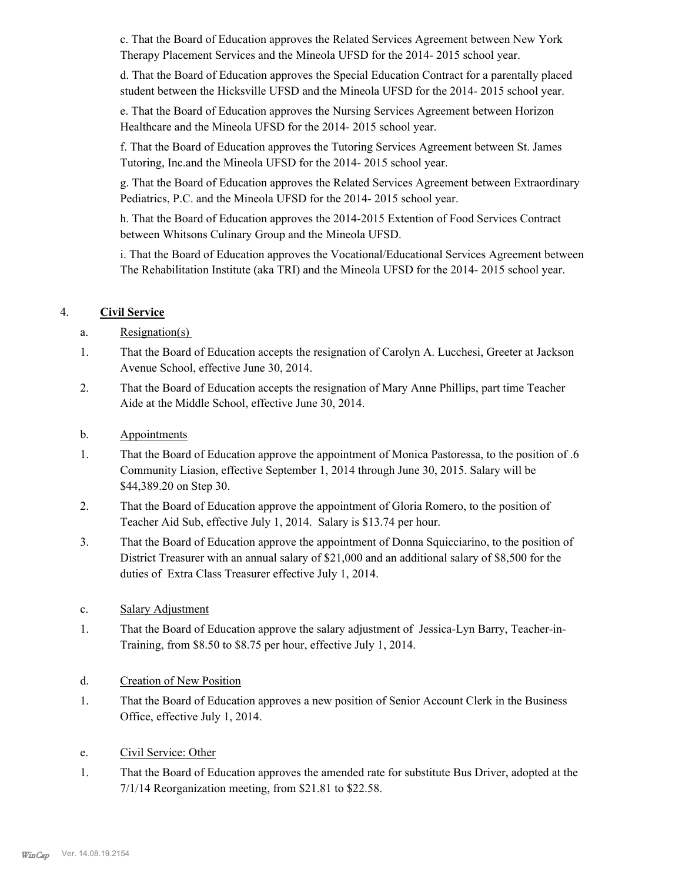c. That the Board of Education approves the Related Services Agreement between New York Therapy Placement Services and the Mineola UFSD for the 2014- 2015 school year.

d. That the Board of Education approves the Special Education Contract for a parentally placed student between the Hicksville UFSD and the Mineola UFSD for the 2014- 2015 school year.

e. That the Board of Education approves the Nursing Services Agreement between Horizon Healthcare and the Mineola UFSD for the 2014- 2015 school year.

f. That the Board of Education approves the Tutoring Services Agreement between St. James Tutoring, Inc.and the Mineola UFSD for the 2014- 2015 school year.

g. That the Board of Education approves the Related Services Agreement between Extraordinary Pediatrics, P.C. and the Mineola UFSD for the 2014- 2015 school year.

h. That the Board of Education approves the 2014-2015 Extention of Food Services Contract between Whitsons Culinary Group and the Mineola UFSD.

i. That the Board of Education approves the Vocational/Educational Services Agreement between The Rehabilitation Institute (aka TRI) and the Mineola UFSD for the 2014- 2015 school year.

4. **Civil Service**

a. Resignation(s)

1. That the Board of Education accepts the resignation of Carolyn A. Lucchesi, Greeter at Jackson Avenue School, effective June 30, 2014.

2. That the Board of Education accepts the resignation of Mary Anne Phillips, part time Teacher Aide at the Middle School, effective June 30, 2014.

b. Appointments

1. That the Board of Education approve the appointment of Monica Pastoressa, to the position of .6 Community Liasion, effective September 1, 2014 through June 30, 2015. Salary will be $44,389.20 on Step 30.

2. That the Board of Education approve the appointment of Gloria Romero, to the position of Teacher Aid Sub, effective July 1, 2014. Salary is $13.74 per hour.

3. That the Board of Education approve the appointment of Donna Squicciarino, to the position of District Treasurer with an annual salary of $21,000 and an additional salary of $8,500 for the duties of Extra Class Treasurer effective July 1, 2014.

c. Salary Adjustment

1. That the Board of Education approve the salary adjustment of Jessica-Lyn Barry, Teacher-in-Training, from $8.50 to $8.75 per hour, effective July 1, 2014.

d. Creation of New Position

1. That the Board of Education approves a new position of Senior Account Clerk in the Business Office, effective July 1, 2014.

e. Civil Service: Other

1. That the Board of Education approves the amended rate for substitute Bus Driver, adopted at the 7/1/14 Reorganization meeting, from $21.81 to $22.58.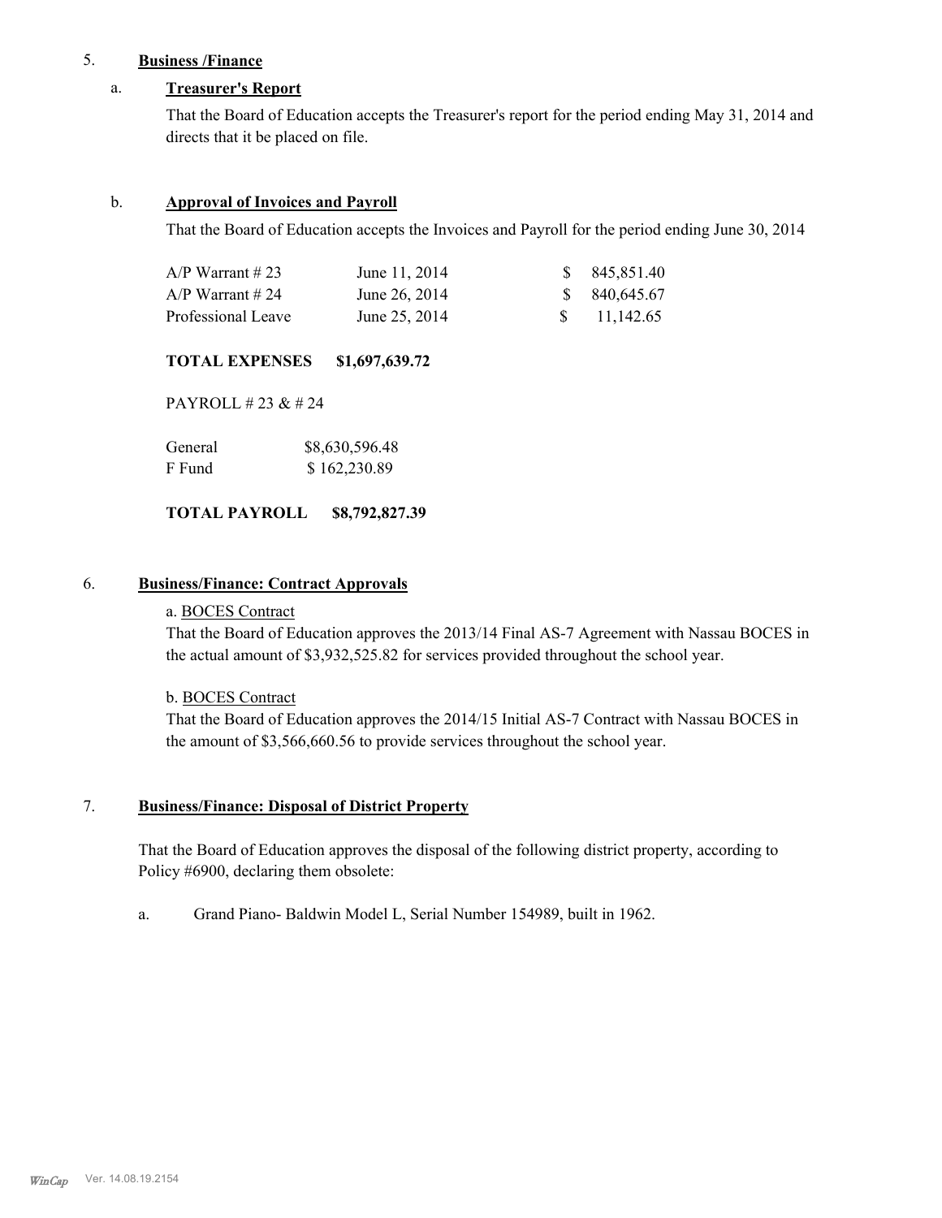5. **Business /Finance**

a. **Treasurer's Report**

That the Board of Education accepts the Treasurer's report for the period ending May 31, 2014 and directs that it be placed on file.

b. **Approval of Invoices and Payroll**

That the Board of Education accepts the Invoices and Payroll for the period ending June 30, 2014

| | | |
|---|---|---|
| A/P Warrant # 23 | June 11, 2014 | $ 845,851.40 |
| A/P Warrant # 24 | June 26, 2014 | $ 840,645.67 |
| Professional Leave | June 25, 2014 | $ 11,142.65 |

**TOTAL EXPENSES $1,697,639.72**

PAYROLL # 23 & # 24

| | |
|---|---|
| General | $8,630,596.48 |
| F Fund | $ 162,230.89 |

**TOTAL PAYROLL $8,792,827.39**

6. **Business/Finance: Contract Approvals**

a. BOCES Contract
That the Board of Education approves the 2013/14 Final AS-7 Agreement with Nassau BOCES in the actual amount of $3,932,525.82 for services provided throughout the school year.

b. BOCES Contract
That the Board of Education approves the 2014/15 Initial AS-7 Contract with Nassau BOCES in the amount of $3,566,660.56 to provide services throughout the school year.

7. **Business/Finance: Disposal of District Property**

That the Board of Education approves the disposal of the following district property, according to Policy #6900, declaring them obsolete:

a. Grand Piano- Baldwin Model L, Serial Number 154989, built in 1962.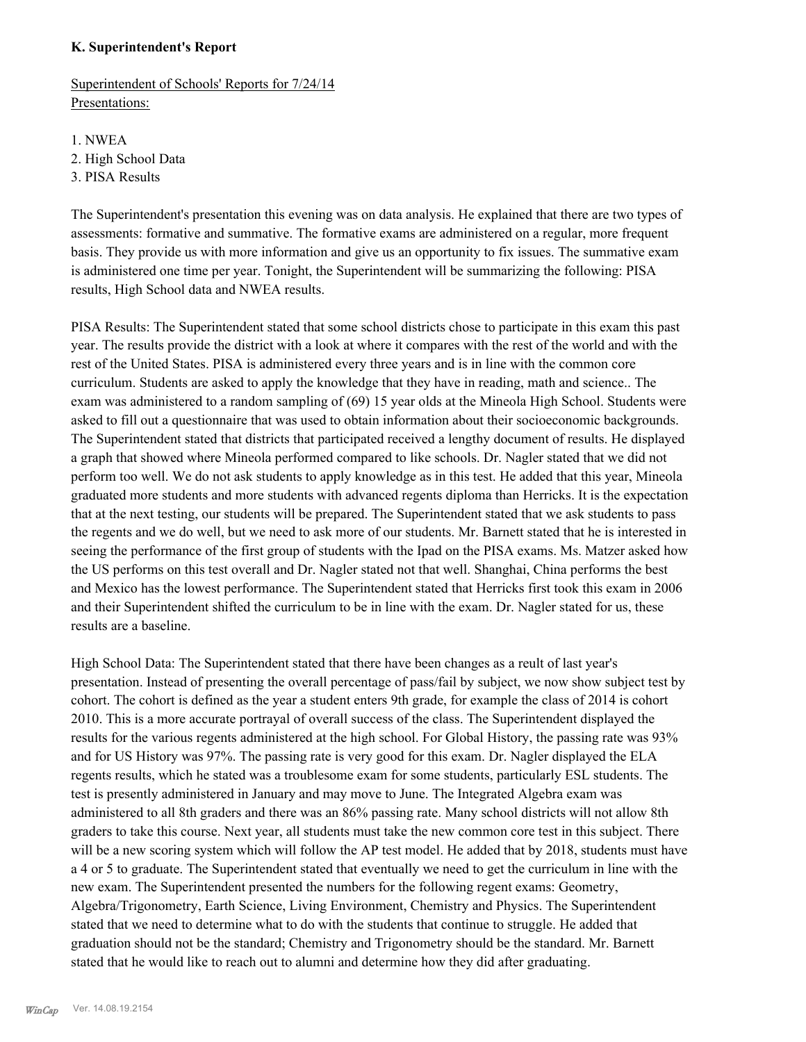**K. Superintendent's Report**

Superintendent of Schools' Reports for 7/24/14
Presentations:

1. NWEA
2. High School Data
3. PISA Results

The Superintendent's presentation this evening was on data analysis. He explained that there are two types of assessments: formative and summative. The formative exams are administered on a regular, more frequent basis. They provide us with more information and give us an opportunity to fix issues. The summative exam is administered one time per year. Tonight, the Superintendent will be summarizing the following: PISA results, High School data and NWEA results.

PISA Results: The Superintendent stated that some school districts chose to participate in this exam this past year. The results provide the district with a look at where it compares with the rest of the world and with the rest of the United States. PISA is administered every three years and is in line with the common core curriculum. Students are asked to apply the knowledge that they have in reading, math and science.. The exam was administered to a random sampling of (69) 15 year olds at the Mineola High School. Students were asked to fill out a questionnaire that was used to obtain information about their socioeconomic backgrounds. The Superintendent stated that districts that participated received a lengthy document of results. He displayed a graph that showed where Mineola performed compared to like schools. Dr. Nagler stated that we did not perform too well. We do not ask students to apply knowledge as in this test. He added that this year, Mineola graduated more students and more students with advanced regents diploma than Herricks. It is the expectation that at the next testing, our students will be prepared. The Superintendent stated that we ask students to pass the regents and we do well, but we need to ask more of our students. Mr. Barnett stated that he is interested in seeing the performance of the first group of students with the Ipad on the PISA exams. Ms. Matzer asked how the US performs on this test overall and Dr. Nagler stated not that well. Shanghai, China performs the best and Mexico has the lowest performance. The Superintendent stated that Herricks first took this exam in 2006 and their Superintendent shifted the curriculum to be in line with the exam. Dr. Nagler stated for us, these results are a baseline.

High School Data: The Superintendent stated that there have been changes as a reult of last year's presentation. Instead of presenting the overall percentage of pass/fail by subject, we now show subject test by cohort. The cohort is defined as the year a student enters 9th grade, for example the class of 2014 is cohort 2010. This is a more accurate portrayal of overall success of the class. The Superintendent displayed the results for the various regents administered at the high school. For Global History, the passing rate was 93% and for US History was 97%. The passing rate is very good for this exam. Dr. Nagler displayed the ELA regents results, which he stated was a troublesome exam for some students, particularly ESL students. The test is presently administered in January and may move to June. The Integrated Algebra exam was administered to all 8th graders and there was an 86% passing rate. Many school districts will not allow 8th graders to take this course. Next year, all students must take the new common core test in this subject. There will be a new scoring system which will follow the AP test model. He added that by 2018, students must have a 4 or 5 to graduate. The Superintendent stated that eventually we need to get the curriculum in line with the new exam. The Superintendent presented the numbers for the following regent exams: Geometry, Algebra/Trigonometry, Earth Science, Living Environment, Chemistry and Physics. The Superintendent stated that we need to determine what to do with the students that continue to struggle. He added that graduation should not be the standard; Chemistry and Trigonometry should be the standard. Mr. Barnett stated that he would like to reach out to alumni and determine how they did after graduating.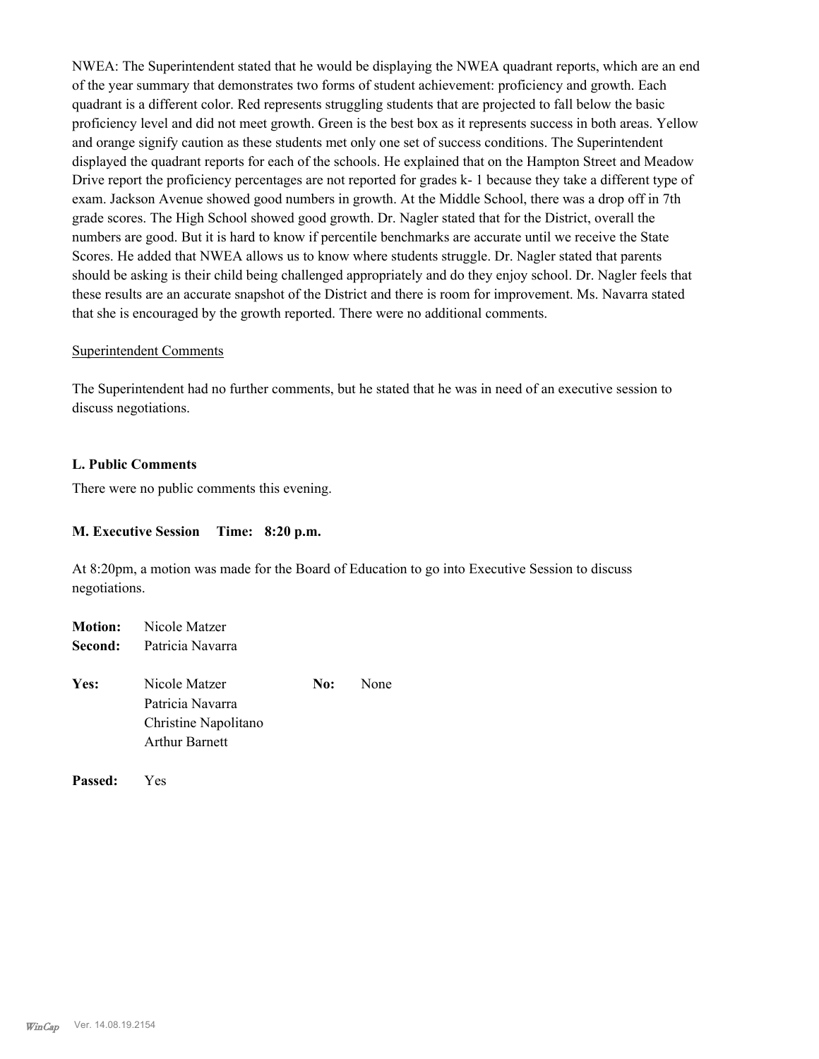NWEA: The Superintendent stated that he would be displaying the NWEA quadrant reports, which are an end of the year summary that demonstrates two forms of student achievement: proficiency and growth. Each quadrant is a different color. Red represents struggling students that are projected to fall below the basic proficiency level and did not meet growth. Green is the best box as it represents success in both areas. Yellow and orange signify caution as these students met only one set of success conditions. The Superintendent displayed the quadrant reports for each of the schools. He explained that on the Hampton Street and Meadow Drive report the proficiency percentages are not reported for grades k- 1 because they take a different type of exam. Jackson Avenue showed good numbers in growth. At the Middle School, there was a drop off in 7th grade scores. The High School showed good growth. Dr. Nagler stated that for the District, overall the numbers are good. But it is hard to know if percentile benchmarks are accurate until we receive the State Scores. He added that NWEA allows us to know where students struggle. Dr. Nagler stated that parents should be asking is their child being challenged appropriately and do they enjoy school. Dr. Nagler feels that these results are an accurate snapshot of the District and there is room for improvement. Ms. Navarra stated that she is encouraged by the growth reported. There were no additional comments.

Superintendent Comments

The Superintendent had no further comments, but he stated that he was in need of an executive session to discuss negotiations.

**L. Public Comments**

There were no public comments this evening.

**M. Executive Session Time: 8:20 p.m.**

At 8:20pm, a motion was made for the Board of Education to go into Executive Session to discuss negotiations.

**Motion:** Nicole Matzer
**Second:** Patricia Navarra

| | | | |
|---|---|---|---|
| **Yes:** | Nicole Matzer | **No:** | None |
| | Patricia Navarra | | |
| | Christine Napolitano | | |
| | Arthur Barnett | | |

**Passed:** Yes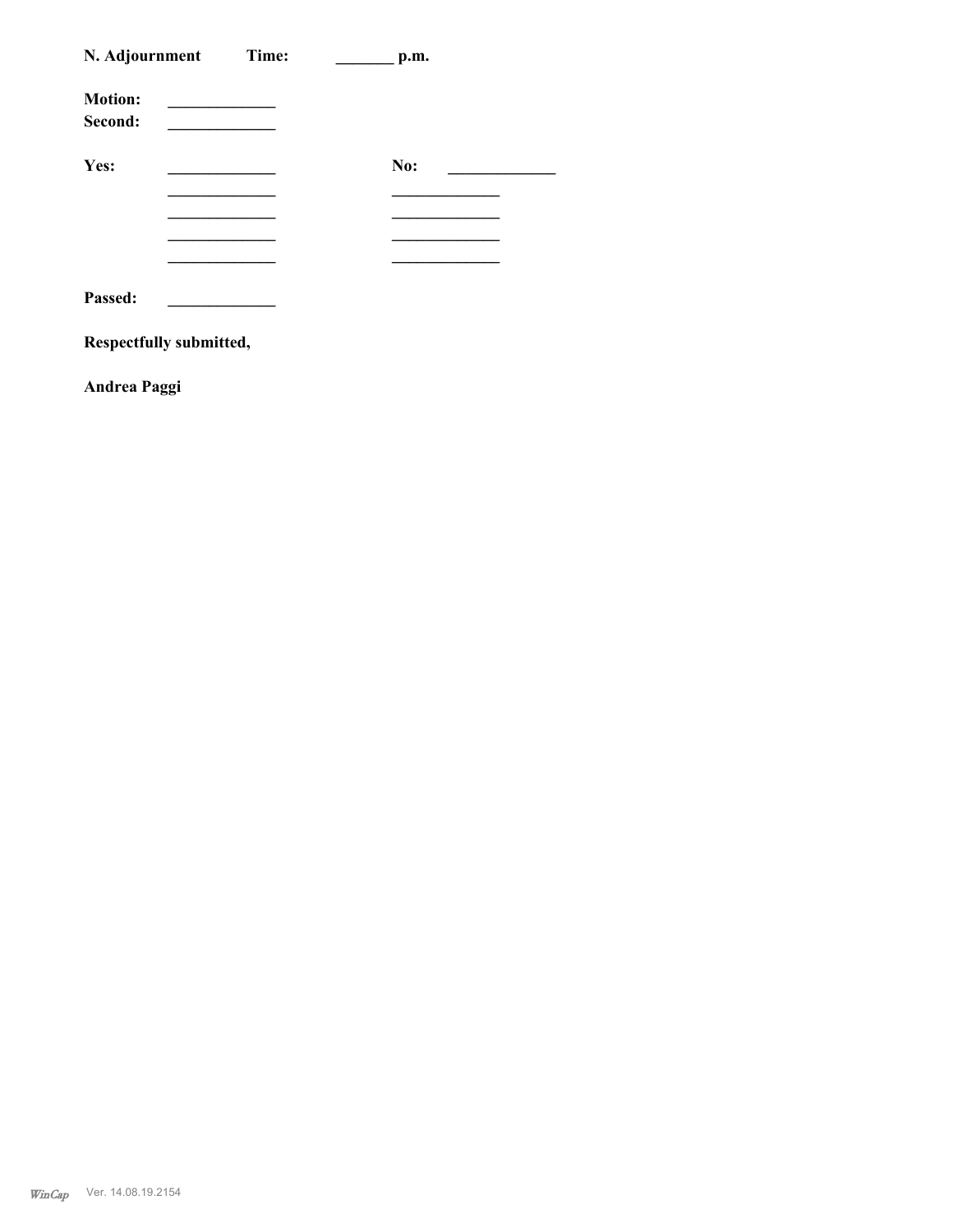**N. Adjournment Time: _______ p.m.**

**Motion: _____________**
**Second: _____________**

| | | | |
|---|---|---|---|
| **Yes:** | _____________ | **No:** | _____________ |
| | _____________ | | _____________ |
| | _____________ | | _____________ |
| | _____________ | | _____________ |
| | _____________ | | _____________ |

**Passed: _____________**

**Respectfully submitted,**

**Andrea Paggi**